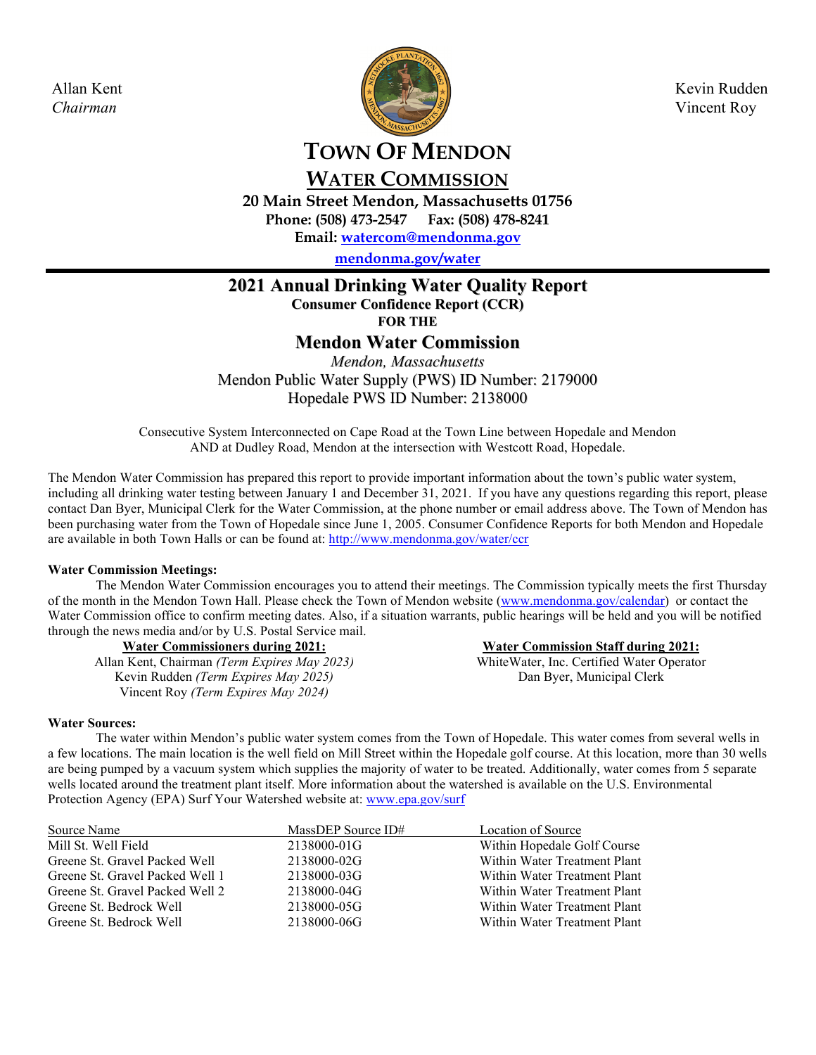Allan Kent
*Chairman*

Kevin Rudden
Vincent Roy

# TOWN OF MENDON

## WATER COMMISSION

**20 Main Street Mendon, Massachusetts 01756**
**Phone: (508) 473-2547 Fax: (508) 478-8241**
**Email: watercom@mendonma.gov**
**mendonma.gov/water**

---

# 2021 Annual Drinking Water Quality Report

**Consumer Confidence Report (CCR)**
**FOR THE**

## Mendon Water Commission

*Mendon, Massachusetts*
Mendon Public Water Supply (PWS) ID Number: 2179000
Hopedale PWS ID Number: 2138000

Consecutive System Interconnected on Cape Road at the Town Line between Hopedale and Mendon AND at Dudley Road, Mendon at the intersection with Westcott Road, Hopedale.

The Mendon Water Commission has prepared this report to provide important information about the town's public water system, including all drinking water testing between January 1 and December 31, 2021. If you have any questions regarding this report, please contact Dan Byer, Municipal Clerk for the Water Commission, at the phone number or email address above. The Town of Mendon has been purchasing water from the Town of Hopedale since June 1, 2005. Consumer Confidence Reports for both Mendon and Hopedale are available in both Town Halls or can be found at: http://www.mendonma.gov/water/ccr

**Water Commission Meetings:**

The Mendon Water Commission encourages you to attend their meetings. The Commission typically meets the first Thursday of the month in the Mendon Town Hall. Please check the Town of Mendon website (www.mendonma.gov/calendar) or contact the Water Commission office to confirm meeting dates. Also, if a situation warrants, public hearings will be held and you will be notified through the news media and/or by U.S. Postal Service mail.

**Water Commissioners during 2021:**
Allan Kent, Chairman *(Term Expires May 2023)*
Kevin Rudden *(Term Expires May 2025)*
Vincent Roy *(Term Expires May 2024)*

**Water Commission Staff during 2021:**
WhiteWater, Inc. Certified Water Operator
Dan Byer, Municipal Clerk

**Water Sources:**

The water within Mendon's public water system comes from the Town of Hopedale. This water comes from several wells in a few locations. The main location is the well field on Mill Street within the Hopedale golf course. At this location, more than 30 wells are being pumped by a vacuum system which supplies the majority of water to be treated. Additionally, water comes from 5 separate wells located around the treatment plant itself. More information about the watershed is available on the U.S. Environmental Protection Agency (EPA) Surf Your Watershed website at: www.epa.gov/surf

| Source Name | MassDEP Source ID# | Location of Source |
|---|---|---|
| Mill St. Well Field | 2138000-01G | Within Hopedale Golf Course |
| Greene St. Gravel Packed Well | 2138000-02G | Within Water Treatment Plant |
| Greene St. Gravel Packed Well 1 | 2138000-03G | Within Water Treatment Plant |
| Greene St. Gravel Packed Well 2 | 2138000-04G | Within Water Treatment Plant |
| Greene St. Bedrock Well | 2138000-05G | Within Water Treatment Plant |
| Greene St. Bedrock Well | 2138000-06G | Within Water Treatment Plant |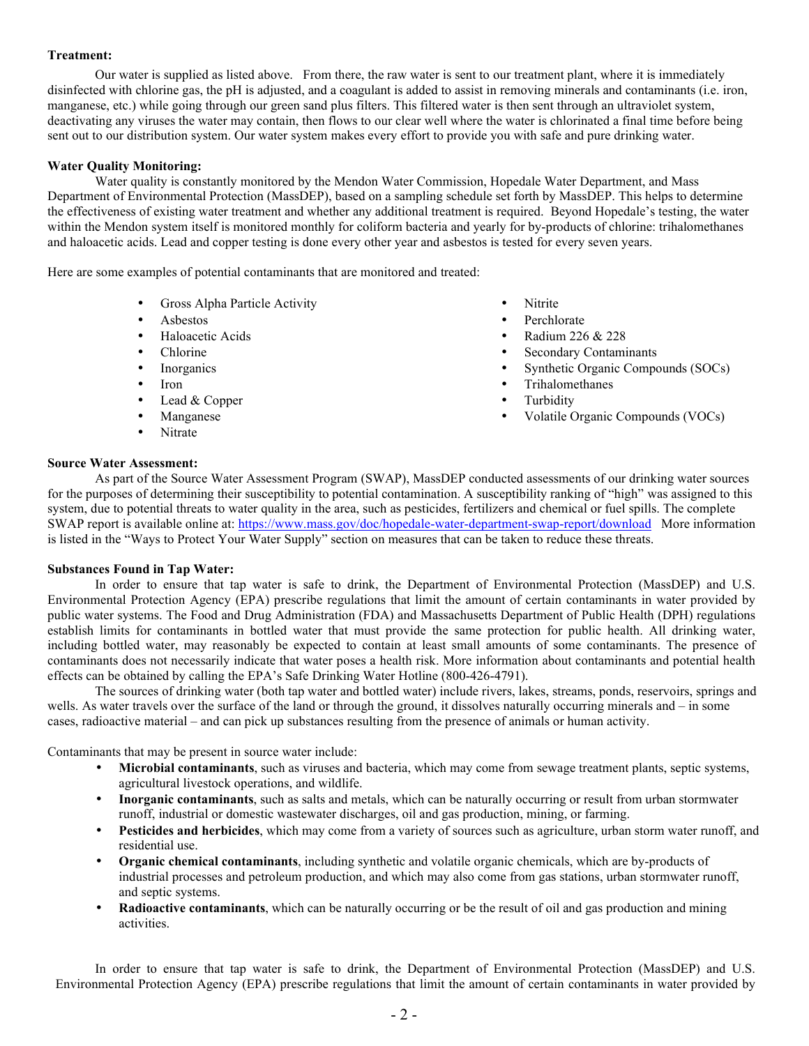**Treatment:**

Our water is supplied as listed above. From there, the raw water is sent to our treatment plant, where it is immediately disinfected with chlorine gas, the pH is adjusted, and a coagulant is added to assist in removing minerals and contaminants (i.e. iron, manganese, etc.) while going through our green sand plus filters. This filtered water is then sent through an ultraviolet system, deactivating any viruses the water may contain, then flows to our clear well where the water is chlorinated a final time before being sent out to our distribution system. Our water system makes every effort to provide you with safe and pure drinking water.

**Water Quality Monitoring:**

Water quality is constantly monitored by the Mendon Water Commission, Hopedale Water Department, and Mass Department of Environmental Protection (MassDEP), based on a sampling schedule set forth by MassDEP. This helps to determine the effectiveness of existing water treatment and whether any additional treatment is required. Beyond Hopedale's testing, the water within the Mendon system itself is monitored monthly for coliform bacteria and yearly for by-products of chlorine: trihalomethanes and haloacetic acids. Lead and copper testing is done every other year and asbestos is tested for every seven years.

Here are some examples of potential contaminants that are monitored and treated:

- Gross Alpha Particle Activity
- Asbestos
- Haloacetic Acids
- Chlorine
- Inorganics
- Iron
- Lead & Copper
- Manganese
- Nitrate
- Nitrite
- Perchlorate
- Radium 226 & 228
- Secondary Contaminants
- Synthetic Organic Compounds (SOCs)
- Trihalomethanes
- Turbidity
- Volatile Organic Compounds (VOCs)

**Source Water Assessment:**

As part of the Source Water Assessment Program (SWAP), MassDEP conducted assessments of our drinking water sources for the purposes of determining their susceptibility to potential contamination. A susceptibility ranking of "high" was assigned to this system, due to potential threats to water quality in the area, such as pesticides, fertilizers and chemical or fuel spills. The complete SWAP report is available online at: https://www.mass.gov/doc/hopedale-water-department-swap-report/download More information is listed in the "Ways to Protect Your Water Supply" section on measures that can be taken to reduce these threats.

**Substances Found in Tap Water:**

In order to ensure that tap water is safe to drink, the Department of Environmental Protection (MassDEP) and U.S. Environmental Protection Agency (EPA) prescribe regulations that limit the amount of certain contaminants in water provided by public water systems. The Food and Drug Administration (FDA) and Massachusetts Department of Public Health (DPH) regulations establish limits for contaminants in bottled water that must provide the same protection for public health. All drinking water, including bottled water, may reasonably be expected to contain at least small amounts of some contaminants. The presence of contaminants does not necessarily indicate that water poses a health risk. More information about contaminants and potential health effects can be obtained by calling the EPA's Safe Drinking Water Hotline (800-426-4791).

The sources of drinking water (both tap water and bottled water) include rivers, lakes, streams, ponds, reservoirs, springs and wells. As water travels over the surface of the land or through the ground, it dissolves naturally occurring minerals and – in some cases, radioactive material – and can pick up substances resulting from the presence of animals or human activity.

Contaminants that may be present in source water include:

- **Microbial contaminants**, such as viruses and bacteria, which may come from sewage treatment plants, septic systems, agricultural livestock operations, and wildlife.
- **Inorganic contaminants**, such as salts and metals, which can be naturally occurring or result from urban stormwater runoff, industrial or domestic wastewater discharges, oil and gas production, mining, or farming.
- **Pesticides and herbicides**, which may come from a variety of sources such as agriculture, urban storm water runoff, and residential use.
- **Organic chemical contaminants**, including synthetic and volatile organic chemicals, which are by-products of industrial processes and petroleum production, and which may also come from gas stations, urban stormwater runoff, and septic systems.
- **Radioactive contaminants**, which can be naturally occurring or be the result of oil and gas production and mining activities.

In order to ensure that tap water is safe to drink, the Department of Environmental Protection (MassDEP) and U.S. Environmental Protection Agency (EPA) prescribe regulations that limit the amount of certain contaminants in water provided by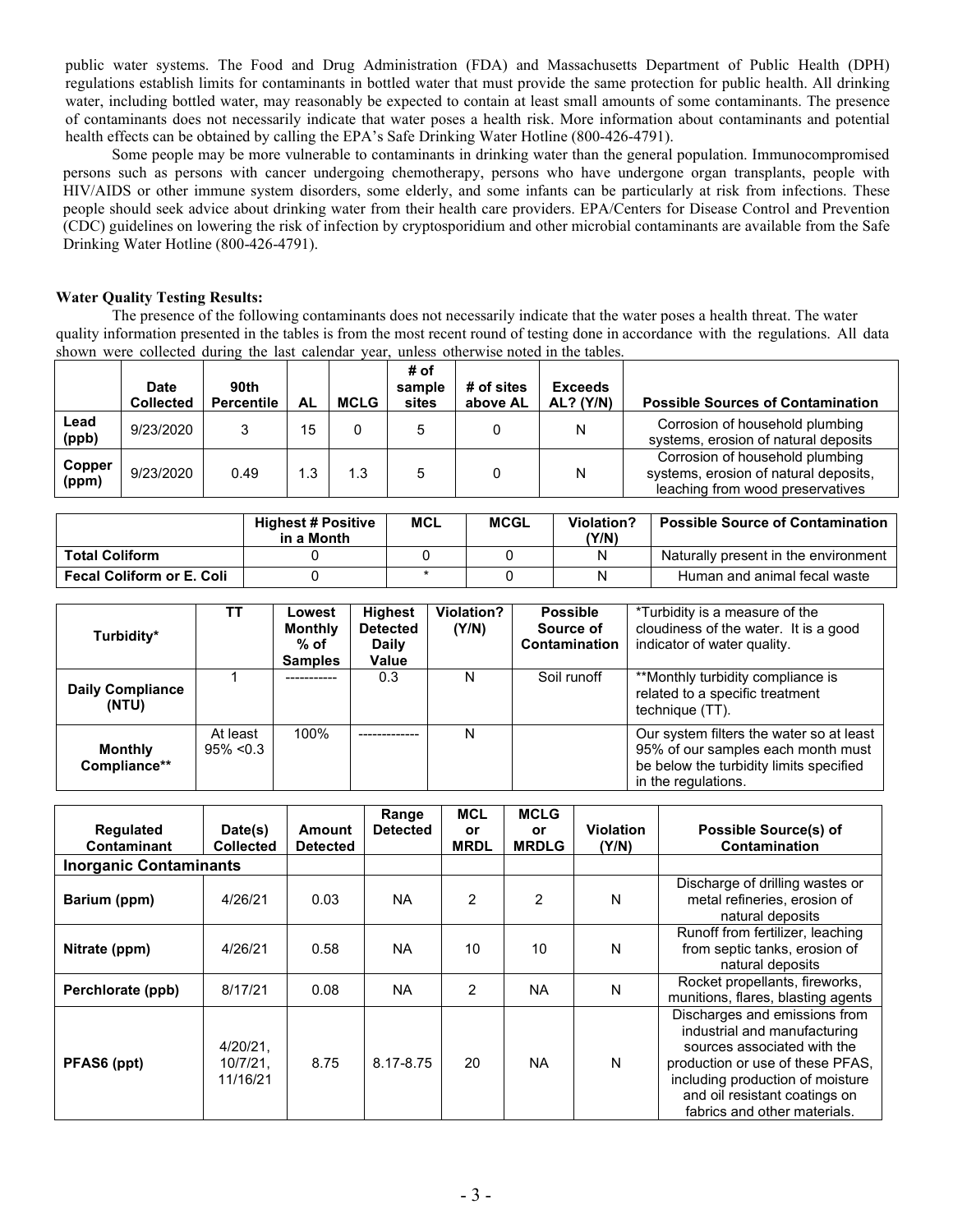public water systems. The Food and Drug Administration (FDA) and Massachusetts Department of Public Health (DPH) regulations establish limits for contaminants in bottled water that must provide the same protection for public health. All drinking water, including bottled water, may reasonably be expected to contain at least small amounts of some contaminants. The presence of contaminants does not necessarily indicate that water poses a health risk. More information about contaminants and potential health effects can be obtained by calling the EPA's Safe Drinking Water Hotline (800-426-4791).

Some people may be more vulnerable to contaminants in drinking water than the general population. Immunocompromised persons such as persons with cancer undergoing chemotherapy, persons who have undergone organ transplants, people with HIV/AIDS or other immune system disorders, some elderly, and some infants can be particularly at risk from infections. These people should seek advice about drinking water from their health care providers. EPA/Centers for Disease Control and Prevention (CDC) guidelines on lowering the risk of infection by cryptosporidium and other microbial contaminants are available from the Safe Drinking Water Hotline (800-426-4791).

**Water Quality Testing Results:**

The presence of the following contaminants does not necessarily indicate that the water poses a health threat. The water quality information presented in the tables is from the most recent round of testing done in accordance with the regulations. All data shown were collected during the last calendar year, unless otherwise noted in the tables.

| | Date Collected | 90th Percentile | AL | MCLG | # of sample sites | # of sites above AL | Exceeds AL? (Y/N) | Possible Sources of Contamination |
|---|---|---|---|---|---|---|---|---|
| Lead (ppb) | 9/23/2020 | 3 | 15 | 0 | 5 | 0 | N | Corrosion of household plumbing systems, erosion of natural deposits |
| Copper (ppm) | 9/23/2020 | 0.49 | 1.3 | 1.3 | 5 | 0 | N | Corrosion of household plumbing systems, erosion of natural deposits, leaching from wood preservatives |

| | Highest # Positive in a Month | MCL | MCGL | Violation? (Y/N) | Possible Source of Contamination |
|---|---|---|---|---|---|
| Total Coliform | 0 | 0 | 0 | N | Naturally present in the environment |
| Fecal Coliform or E. Coli | 0 | * | 0 | N | Human and animal fecal waste |

| Turbidity* | TT | Lowest Monthly % of Samples | Highest Detected Daily Value | Violation? (Y/N) | Possible Source of Contamination | *Turbidity is a measure of the cloudiness of the water. It is a good indicator of water quality. |
|---|---|---|---|---|---|---|
| Daily Compliance (NTU) | 1 | ----------- | 0.3 | N | Soil runoff | **Monthly turbidity compliance is related to a specific treatment technique (TT). |
| Monthly Compliance** | At least 95% <0.3 | 100% | ------------- | N | | Our system filters the water so at least 95% of our samples each month must be below the turbidity limits specified in the regulations. |

| Regulated Contaminant | Date(s) Collected | Amount Detected | Range Detected | MCL or MRDL | MCLG or MRDLG | Violation (Y/N) | Possible Source(s) of Contamination |
|---|---|---|---|---|---|---|---|
| **Inorganic Contaminants** | | | | | | | |
| Barium (ppm) | 4/26/21 | 0.03 | NA | 2 | 2 | N | Discharge of drilling wastes or metal refineries, erosion of natural deposits |
| Nitrate (ppm) | 4/26/21 | 0.58 | NA | 10 | 10 | N | Runoff from fertilizer, leaching from septic tanks, erosion of natural deposits |
| Perchlorate (ppb) | 8/17/21 | 0.08 | NA | 2 | NA | N | Rocket propellants, fireworks, munitions, flares, blasting agents |
| PFAS6 (ppt) | 4/20/21, 10/7/21, 11/16/21 | 8.75 | 8.17-8.75 | 20 | NA | N | Discharges and emissions from industrial and manufacturing sources associated with the production or use of these PFAS, including production of moisture and oil resistant coatings on fabrics and other materials. |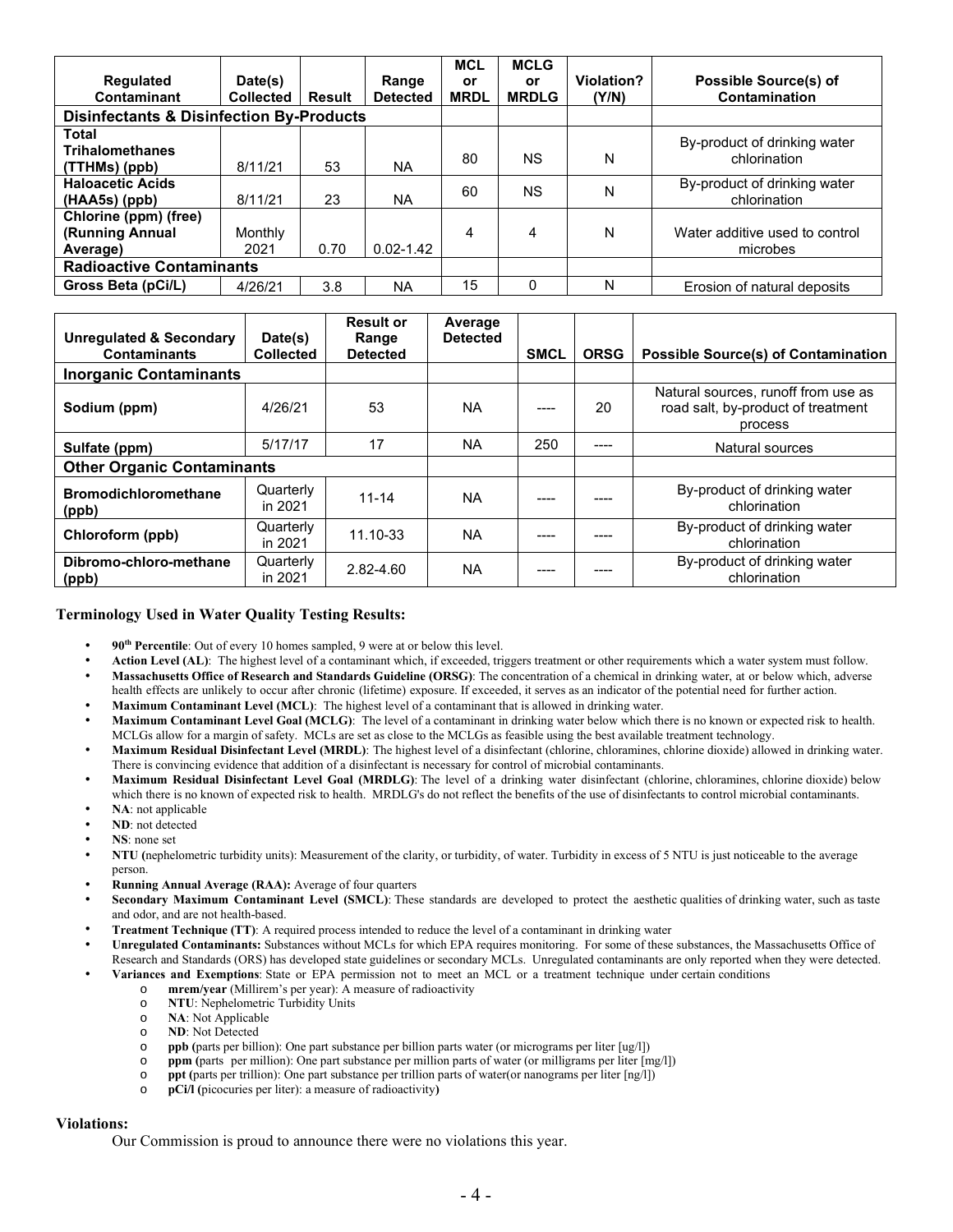| Regulated Contaminant | Date(s) Collected | Result | Range Detected | MCL or MRDL | MCLG or MRDLG | Violation? (Y/N) | Possible Source(s) of Contamination |
|---|---|---|---|---|---|---|---|
| **Disinfectants & Disinfection By-Products** | | | | | | | |
| **Total Trihalomethanes (TTHMs) (ppb)** | 8/11/21 | 53 | NA | 80 | NS | N | By-product of drinking water chlorination |
| **Haloacetic Acids (HAA5s) (ppb)** | 8/11/21 | 23 | NA | 60 | NS | N | By-product of drinking water chlorination |
| **Chlorine (ppm) (free) (Running Annual Average)** | Monthly 2021 | 0.70 | 0.02-1.42 | 4 | 4 | N | Water additive used to control microbes |
| **Radioactive Contaminants** | | | | | | | |
| **Gross Beta (pCi/L)** | 4/26/21 | 3.8 | NA | 15 | 0 | N | Erosion of natural deposits |

| Unregulated & Secondary Contaminants | Date(s) Collected | Result or Range Detected | Average Detected | SMCL | ORSG | Possible Source(s) of Contamination |
|---|---|---|---|---|---|---|
| **Inorganic Contaminants** | | | | | | |
| **Sodium (ppm)** | 4/26/21 | 53 | NA | ---- | 20 | Natural sources, runoff from use as road salt, by-product of treatment process |
| **Sulfate (ppm)** | 5/17/17 | 17 | NA | 250 | ---- | Natural sources |
| **Other Organic Contaminants** | | | | | | |
| **Bromodichloromethane (ppb)** | Quarterly in 2021 | 11-14 | NA | ---- | ---- | By-product of drinking water chlorination |
| **Chloroform (ppb)** | Quarterly in 2021 | 11.10-33 | NA | ---- | ---- | By-product of drinking water chlorination |
| **Dibromo-chloro-methane (ppb)** | Quarterly in 2021 | 2.82-4.60 | NA | ---- | ---- | By-product of drinking water chlorination |

**Terminology Used in Water Quality Testing Results:**

- **90th Percentile**: Out of every 10 homes sampled, 9 were at or below this level.
- **Action Level (AL)**: The highest level of a contaminant which, if exceeded, triggers treatment or other requirements which a water system must follow.
- **Massachusetts Office of Research and Standards Guideline (ORSG)**: The concentration of a chemical in drinking water, at or below which, adverse health effects are unlikely to occur after chronic (lifetime) exposure. If exceeded, it serves as an indicator of the potential need for further action.
- **Maximum Contaminant Level (MCL)**: The highest level of a contaminant that is allowed in drinking water.
- **Maximum Contaminant Level Goal (MCLG)**: The level of a contaminant in drinking water below which there is no known or expected risk to health. MCLGs allow for a margin of safety. MCLs are set as close to the MCLGs as feasible using the best available treatment technology.
- **Maximum Residual Disinfectant Level (MRDL)**: The highest level of a disinfectant (chlorine, chloramines, chlorine dioxide) allowed in drinking water. There is convincing evidence that addition of a disinfectant is necessary for control of microbial contaminants.
- **Maximum Residual Disinfectant Level Goal (MRDLG)**: The level of a drinking water disinfectant (chlorine, chloramines, chlorine dioxide) below which there is no known of expected risk to health. MRDLG's do not reflect the benefits of the use of disinfectants to control microbial contaminants.
- **NA**: not applicable
- **ND**: not detected
- **NS**: none set
- **NTU (**nephelometric turbidity units): Measurement of the clarity, or turbidity, of water. Turbidity in excess of 5 NTU is just noticeable to the average person.
- **Running Annual Average (RAA):** Average of four quarters
- **Secondary Maximum Contaminant Level (SMCL)**: These standards are developed to protect the aesthetic qualities of drinking water, such as taste and odor, and are not health-based.
- **Treatment Technique (TT)**: A required process intended to reduce the level of a contaminant in drinking water
- **Unregulated Contaminants:** Substances without MCLs for which EPA requires monitoring. For some of these substances, the Massachusetts Office of Research and Standards (ORS) has developed state guidelines or secondary MCLs. Unregulated contaminants are only reported when they were detected.
- **Variances and Exemptions**: State or EPA permission not to meet an MCL or a treatment technique under certain conditions
  - **mrem/year** (Millirem's per year): A measure of radioactivity
  - **NTU**: Nephelometric Turbidity Units
  - **NA**: Not Applicable
  - **ND**: Not Detected
  - **ppb (**parts per billion): One part substance per billion parts water (or micrograms per liter [ug/l])
  - **ppm (**parts per million): One part substance per million parts of water (or milligrams per liter [mg/l])
  - **ppt (**parts per trillion): One part substance per trillion parts of water(or nanograms per liter [ng/l])
  - **pCi/l (**picocuries per liter): a measure of radioactivity**)**

**Violations:**

Our Commission is proud to announce there were no violations this year.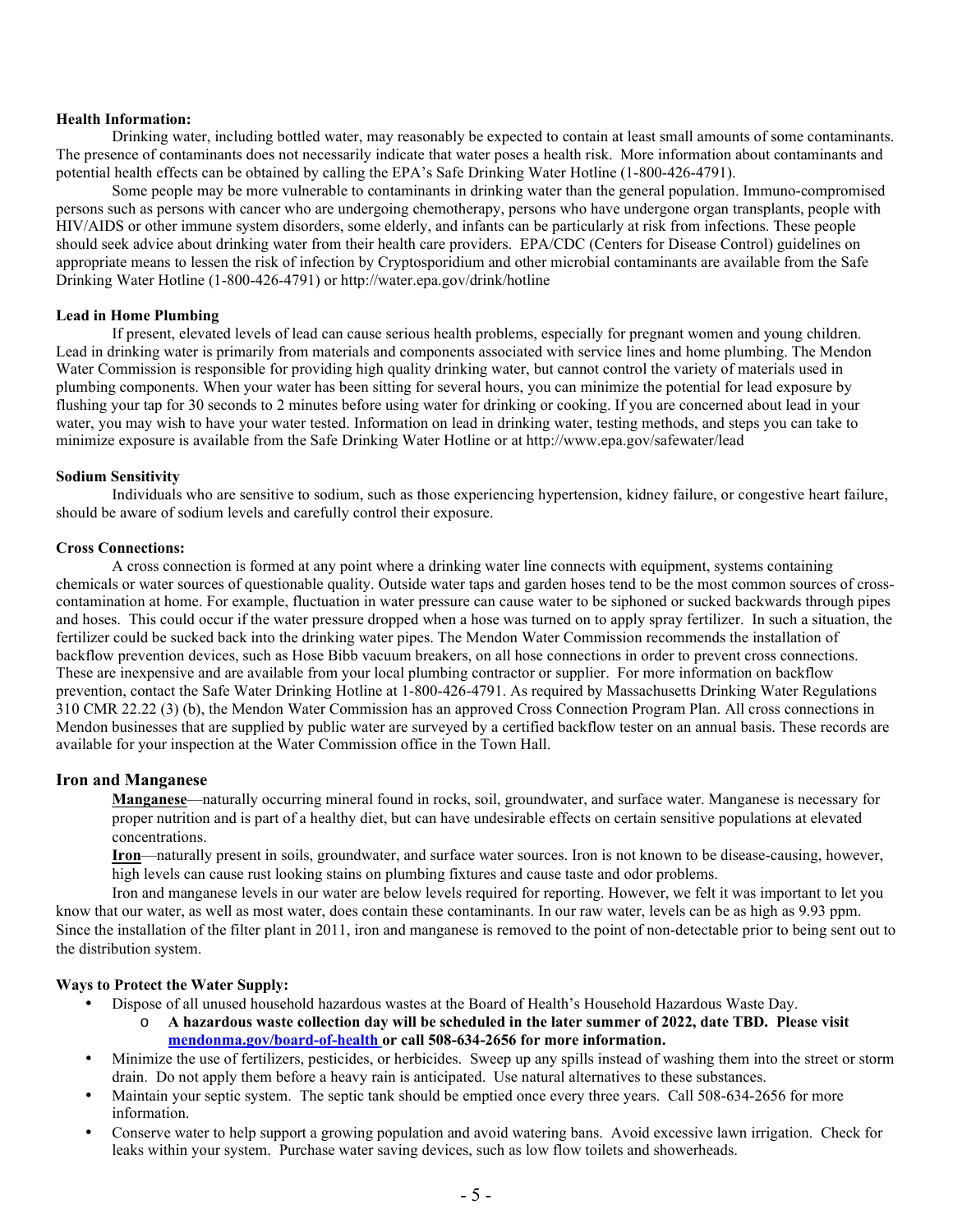**Health Information:**

Drinking water, including bottled water, may reasonably be expected to contain at least small amounts of some contaminants. The presence of contaminants does not necessarily indicate that water poses a health risk. More information about contaminants and potential health effects can be obtained by calling the EPA's Safe Drinking Water Hotline (1-800-426-4791).

Some people may be more vulnerable to contaminants in drinking water than the general population. Immuno-compromised persons such as persons with cancer who are undergoing chemotherapy, persons who have undergone organ transplants, people with HIV/AIDS or other immune system disorders, some elderly, and infants can be particularly at risk from infections. These people should seek advice about drinking water from their health care providers. EPA/CDC (Centers for Disease Control) guidelines on appropriate means to lessen the risk of infection by Cryptosporidium and other microbial contaminants are available from the Safe Drinking Water Hotline (1-800-426-4791) or http://water.epa.gov/drink/hotline

**Lead in Home Plumbing**

If present, elevated levels of lead can cause serious health problems, especially for pregnant women and young children. Lead in drinking water is primarily from materials and components associated with service lines and home plumbing. The Mendon Water Commission is responsible for providing high quality drinking water, but cannot control the variety of materials used in plumbing components. When your water has been sitting for several hours, you can minimize the potential for lead exposure by flushing your tap for 30 seconds to 2 minutes before using water for drinking or cooking. If you are concerned about lead in your water, you may wish to have your water tested. Information on lead in drinking water, testing methods, and steps you can take to minimize exposure is available from the Safe Drinking Water Hotline or at http://www.epa.gov/safewater/lead

**Sodium Sensitivity**

Individuals who are sensitive to sodium, such as those experiencing hypertension, kidney failure, or congestive heart failure, should be aware of sodium levels and carefully control their exposure.

**Cross Connections:**

A cross connection is formed at any point where a drinking water line connects with equipment, systems containing chemicals or water sources of questionable quality. Outside water taps and garden hoses tend to be the most common sources of cross-contamination at home. For example, fluctuation in water pressure can cause water to be siphoned or sucked backwards through pipes and hoses. This could occur if the water pressure dropped when a hose was turned on to apply spray fertilizer. In such a situation, the fertilizer could be sucked back into the drinking water pipes. The Mendon Water Commission recommends the installation of backflow prevention devices, such as Hose Bibb vacuum breakers, on all hose connections in order to prevent cross connections. These are inexpensive and are available from your local plumbing contractor or supplier. For more information on backflow prevention, contact the Safe Water Drinking Hotline at 1-800-426-4791. As required by Massachusetts Drinking Water Regulations 310 CMR 22.22 (3) (b), the Mendon Water Commission has an approved Cross Connection Program Plan. All cross connections in Mendon businesses that are supplied by public water are surveyed by a certified backflow tester on an annual basis. These records are available for your inspection at the Water Commission office in the Town Hall.

## Iron and Manganese

**Manganese**—naturally occurring mineral found in rocks, soil, groundwater, and surface water. Manganese is necessary for proper nutrition and is part of a healthy diet, but can have undesirable effects on certain sensitive populations at elevated concentrations.

**Iron**—naturally present in soils, groundwater, and surface water sources. Iron is not known to be disease-causing, however, high levels can cause rust looking stains on plumbing fixtures and cause taste and odor problems.

Iron and manganese levels in our water are below levels required for reporting. However, we felt it was important to let you know that our water, as well as most water, does contain these contaminants. In our raw water, levels can be as high as 9.93 ppm. Since the installation of the filter plant in 2011, iron and manganese is removed to the point of non-detectable prior to being sent out to the distribution system.

**Ways to Protect the Water Supply:**

- Dispose of all unused household hazardous wastes at the Board of Health's Household Hazardous Waste Day.
    - **A hazardous waste collection day will be scheduled in the later summer of 2022, date TBD. Please visit mendonma.gov/board-of-health or call 508-634-2656 for more information.**
- Minimize the use of fertilizers, pesticides, or herbicides. Sweep up any spills instead of washing them into the street or storm drain. Do not apply them before a heavy rain is anticipated. Use natural alternatives to these substances.
- Maintain your septic system. The septic tank should be emptied once every three years. Call 508-634-2656 for more information.
- Conserve water to help support a growing population and avoid watering bans. Avoid excessive lawn irrigation. Check for leaks within your system. Purchase water saving devices, such as low flow toilets and showerheads.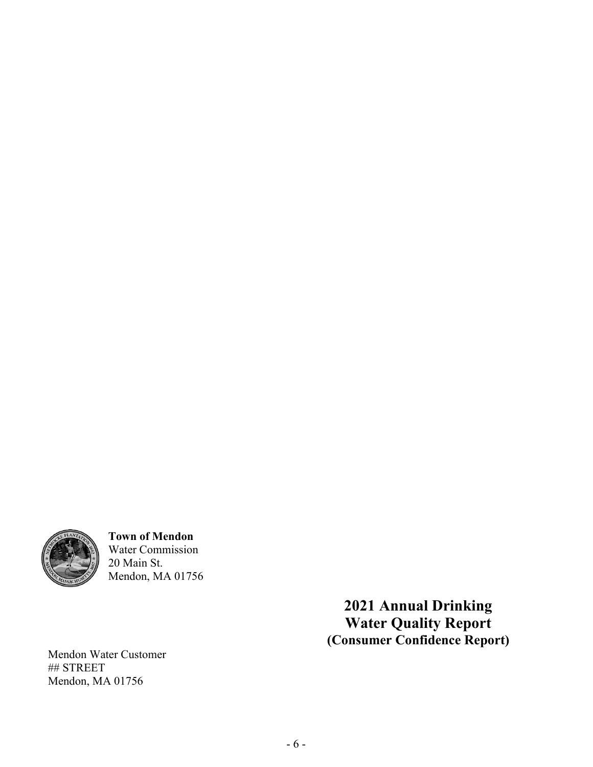**Town of Mendon**
Water Commission
20 Main St.
Mendon, MA 01756

## 2021 Annual Drinking Water Quality Report
### (Consumer Confidence Report)

Mendon Water Customer
## STREET
Mendon, MA 01756